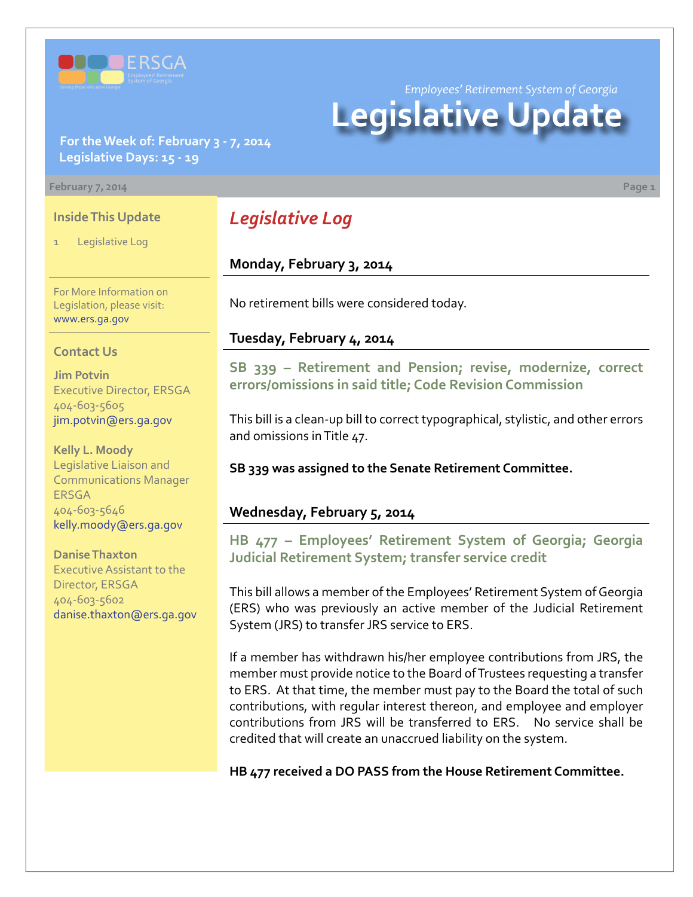ERSGA

Employees' Retirement System of Georgia

# Legislative Update

**For the Week of: February 3 - 7, 2014**
**Legislative Days: 15 - 19**

February 7, 2014

## Inside This Update

1 Legislative Log

For More Information on Legislation, please visit: www.ers.ga.gov

## Contact Us

**Jim Potvin**
Executive Director, ERSGA
404-603-5605
jim.potvin@ers.ga.gov

**Kelly L. Moody**
Legislative Liaison and Communications Manager ERSGA
404-603-5646
kelly.moody@ers.ga.gov

**Danise Thaxton**
Executive Assistant to the Director, ERSGA
404-603-5602
danise.thaxton@ers.ga.gov

## *Legislative Log*

### Monday, February 3, 2014

No retirement bills were considered today.

### Tuesday, February 4, 2014

#### SB 339 – Retirement and Pension; revise, modernize, correct errors/omissions in said title; Code Revision Commission

This bill is a clean-up bill to correct typographical, stylistic, and other errors and omissions in Title 47.

**SB 339 was assigned to the Senate Retirement Committee.**

### Wednesday, February 5, 2014

#### HB 477 – Employees' Retirement System of Georgia; Georgia Judicial Retirement System; transfer service credit

This bill allows a member of the Employees' Retirement System of Georgia (ERS) who was previously an active member of the Judicial Retirement System (JRS) to transfer JRS service to ERS.

If a member has withdrawn his/her employee contributions from JRS, the member must provide notice to the Board of Trustees requesting a transfer to ERS. At that time, the member must pay to the Board the total of such contributions, with regular interest thereon, and employee and employer contributions from JRS will be transferred to ERS. No service shall be credited that will create an unaccrued liability on the system.

**HB 477 received a DO PASS from the House Retirement Committee.**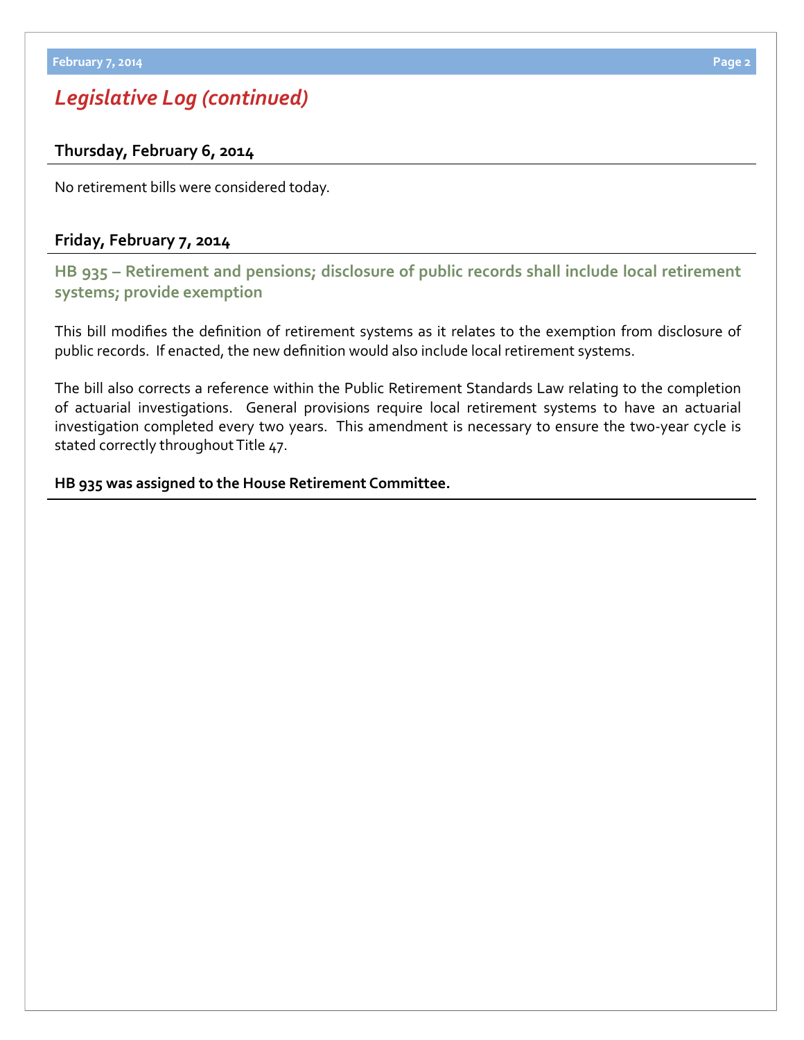## *Legislative Log (continued)*

### Thursday, February 6, 2014

No retirement bills were considered today.

### Friday, February 7, 2014

### HB 935 – Retirement and pensions; disclosure of public records shall include local retirement systems; provide exemption

This bill modifies the definition of retirement systems as it relates to the exemption from disclosure of public records. If enacted, the new definition would also include local retirement systems.

The bill also corrects a reference within the Public Retirement Standards Law relating to the completion of actuarial investigations. General provisions require local retirement systems to have an actuarial investigation completed every two years. This amendment is necessary to ensure the two-year cycle is stated correctly throughout Title 47.

**HB 935 was assigned to the House Retirement Committee.**